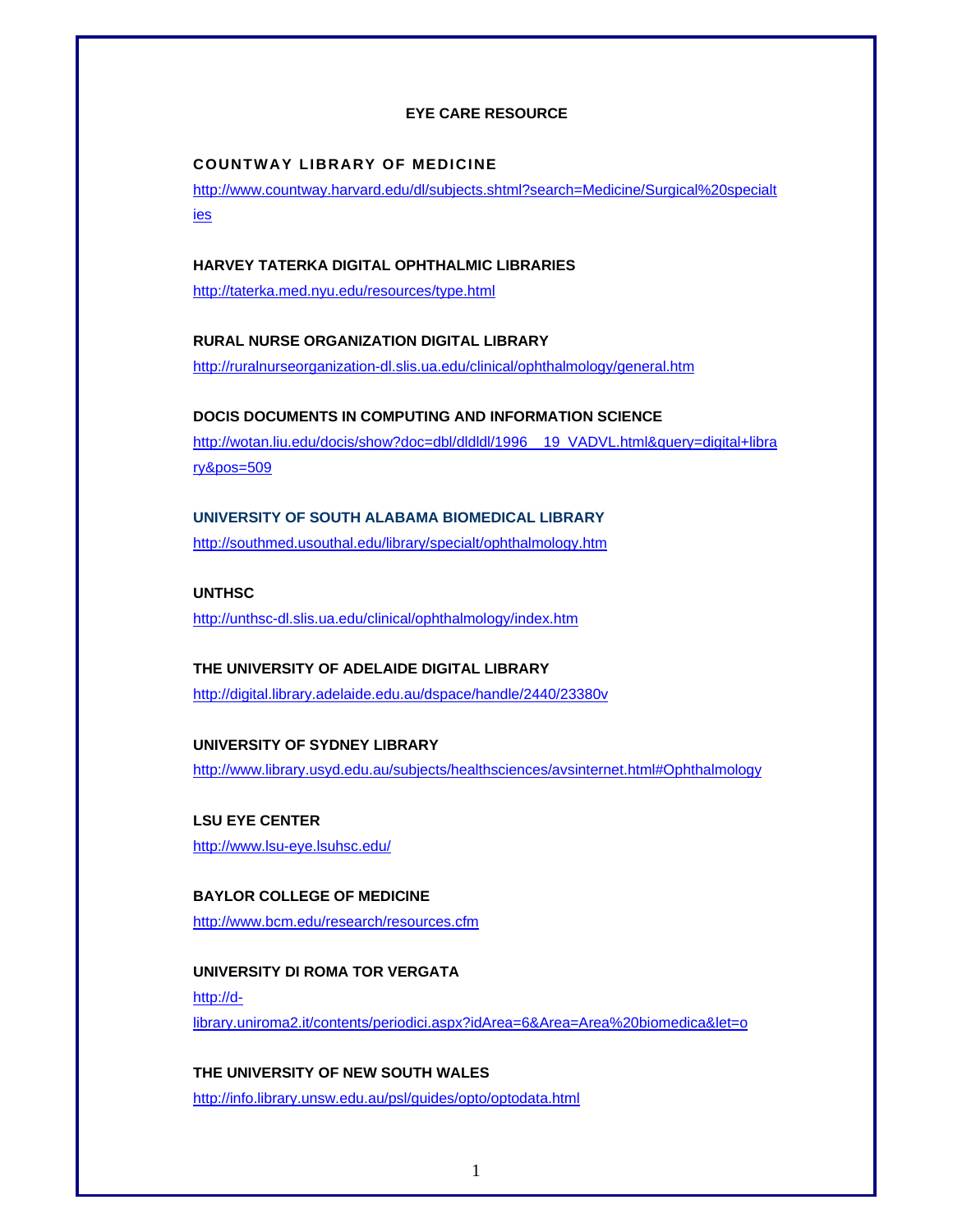# EYE CARE RESOURCE

## COUNTWAY LIBRARY OF MEDICINE

http://www.countway.harvard.edu/dl/subjects.shtml?search=Medicine/Surgical%20specialties

## HARVEY TATERKA DIGITAL OPHTHALMIC LIBRARIES

http://taterka.med.nyu.edu/resources/type.html

## RURAL NURSE ORGANIZATION DIGITAL LIBRARY

http://ruralnurseorganization-dl.slis.ua.edu/clinical/ophthalmology/general.htm

## DOCIS DOCUMENTS IN COMPUTING AND INFORMATION SCIENCE

http://wotan.liu.edu/docis/show?doc=dbl/dldldl/1996__19_VADVL.html&query=digital+library&pos=509

## UNIVERSITY OF SOUTH ALABAMA BIOMEDICAL LIBRARY

http://southmed.usouthal.edu/library/specialt/ophthalmology.htm

## UNTHSC

http://unthsc-dl.slis.ua.edu/clinical/ophthalmology/index.htm

## THE UNIVERSITY OF ADELAIDE DIGITAL LIBRARY

http://digital.library.adelaide.edu.au/dspace/handle/2440/23380v

## UNIVERSITY OF SYDNEY LIBRARY

http://www.library.usyd.edu.au/subjects/healthsciences/avsinternet.html#Ophthalmology

## LSU EYE CENTER

http://www.lsu-eye.lsuhsc.edu/

## BAYLOR COLLEGE OF MEDICINE

http://www.bcm.edu/research/resources.cfm

## UNIVERSITY DI ROMA TOR VERGATA

http://d-library.uniroma2.it/contents/periodici.aspx?idArea=6&Area=Area%20biomedica&let=o

## THE UNIVERSITY OF NEW SOUTH WALES

http://info.library.unsw.edu.au/psl/guides/opto/optodata.html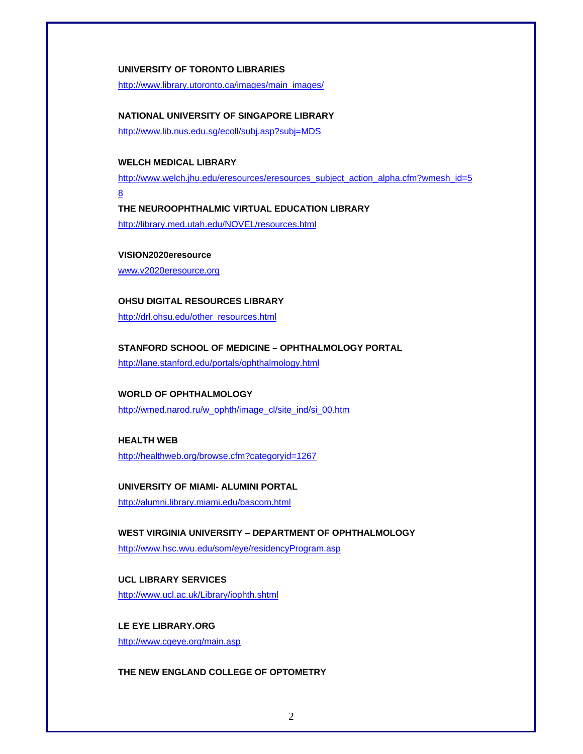**UNIVERSITY OF TORONTO LIBRARIES**

http://www.library.utoronto.ca/images/main_images/

**NATIONAL UNIVERSITY OF SINGAPORE LIBRARY**

http://www.lib.nus.edu.sg/ecoll/subj.asp?subj=MDS

**WELCH MEDICAL LIBRARY**

http://www.welch.jhu.edu/eresources/eresources_subject_action_alpha.cfm?wmesh_id=58

**THE NEUROOPHTHALMIC VIRTUAL EDUCATION LIBRARY**

http://library.med.utah.edu/NOVEL/resources.html

**VISION2020eresource**

www.v2020eresource.org

**OHSU DIGITAL RESOURCES LIBRARY**

http://drl.ohsu.edu/other_resources.html

**STANFORD SCHOOL OF MEDICINE – OPHTHALMOLOGY PORTAL**

http://lane.stanford.edu/portals/ophthalmology.html

**WORLD OF OPHTHALMOLOGY**

http://wmed.narod.ru/w_ophth/image_cl/site_ind/si_00.htm

**HEALTH WEB**

http://healthweb.org/browse.cfm?categoryid=1267

**UNIVERSITY OF MIAMI- ALUMINI PORTAL**

http://alumni.library.miami.edu/bascom.html

**WEST VIRGINIA UNIVERSITY – DEPARTMENT OF OPHTHALMOLOGY**

http://www.hsc.wvu.edu/som/eye/residencyProgram.asp

**UCL LIBRARY SERVICES**

http://www.ucl.ac.uk/Library/iophth.shtml

**LE EYE LIBRARY.ORG**

http://www.cgeye.org/main.asp

**THE NEW ENGLAND COLLEGE OF OPTOMETRY**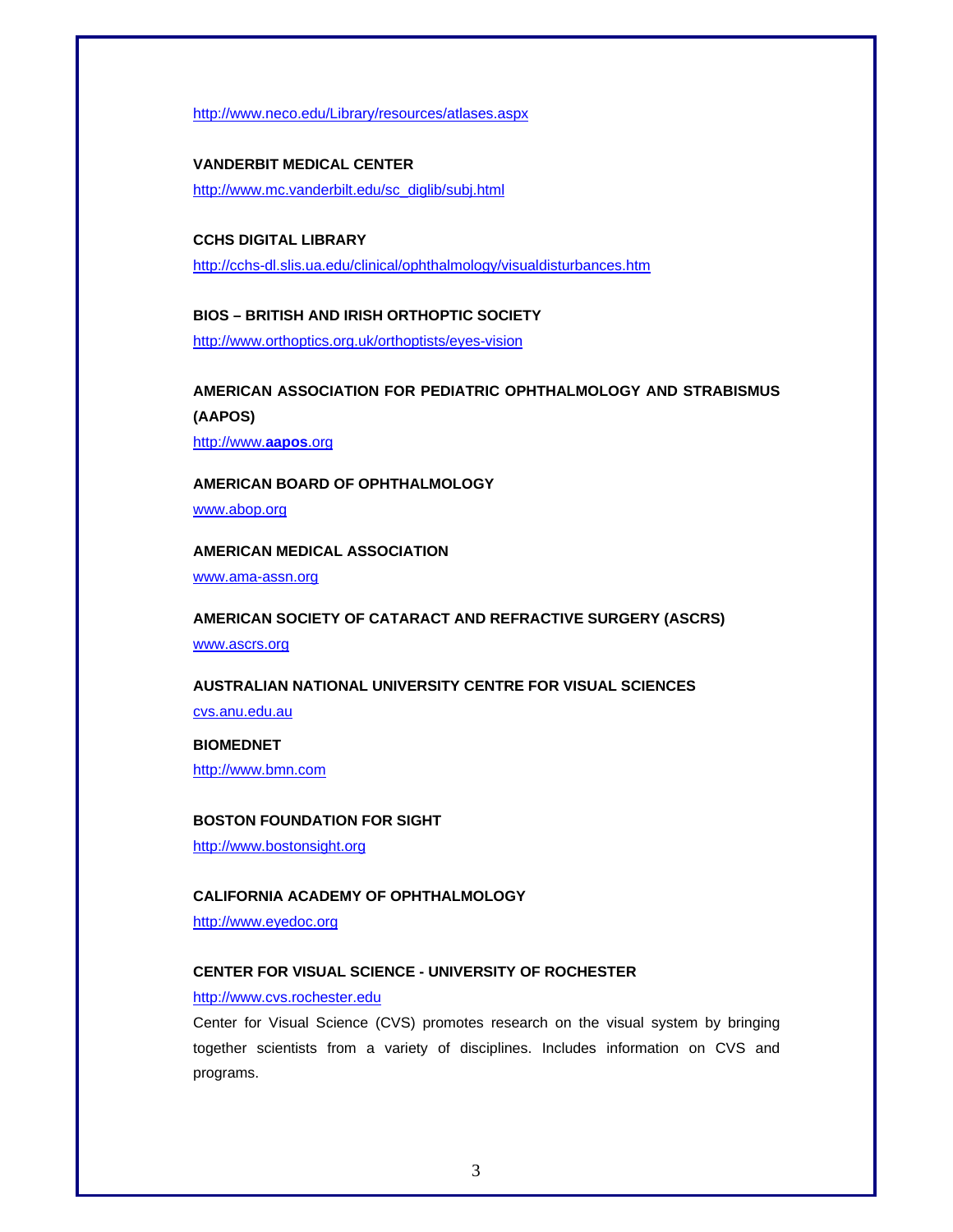http://www.neco.edu/Library/resources/atlases.aspx

**VANDERBIT MEDICAL CENTER**

http://www.mc.vanderbilt.edu/sc_diglib/subj.html

**CCHS DIGITAL LIBRARY**

http://cchs-dl.slis.ua.edu/clinical/ophthalmology/visualdisturbances.htm

**BIOS – BRITISH AND IRISH ORTHOPTIC SOCIETY**

http://www.orthoptics.org.uk/orthoptists/eyes-vision

**AMERICAN ASSOCIATION FOR PEDIATRIC OPHTHALMOLOGY AND STRABISMUS (AAPOS)**

http://www.**aapos**.org

**AMERICAN BOARD OF OPHTHALMOLOGY**

www.abop.org

**AMERICAN MEDICAL ASSOCIATION**

www.ama-assn.org

**AMERICAN SOCIETY OF CATARACT AND REFRACTIVE SURGERY (ASCRS)**

www.ascrs.org

**AUSTRALIAN NATIONAL UNIVERSITY CENTRE FOR VISUAL SCIENCES**

cvs.anu.edu.au

**BIOMEDNET**

http://www.bmn.com

**BOSTON FOUNDATION FOR SIGHT**

http://www.bostonsight.org

**CALIFORNIA ACADEMY OF OPHTHALMOLOGY**

http://www.eyedoc.org

**CENTER FOR VISUAL SCIENCE - UNIVERSITY OF ROCHESTER**

http://www.cvs.rochester.edu

Center for Visual Science (CVS) promotes research on the visual system by bringing together scientists from a variety of disciplines. Includes information on CVS and programs.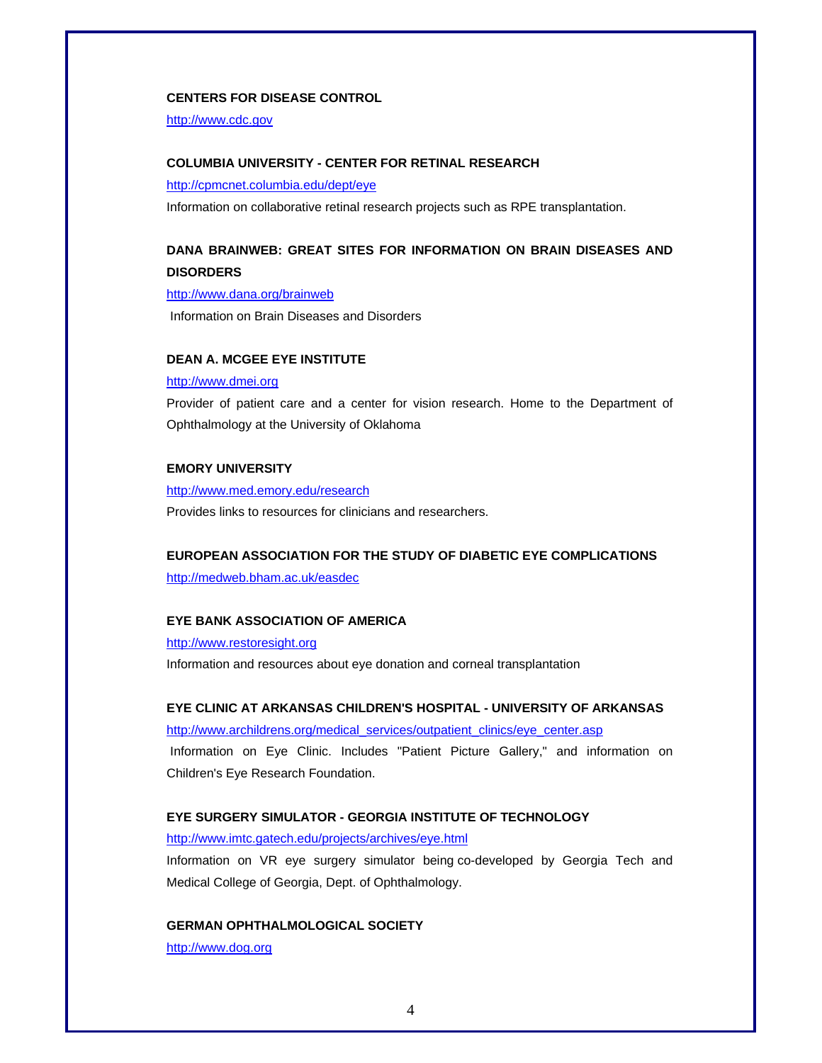**CENTERS FOR DISEASE CONTROL**

http://www.cdc.gov

**COLUMBIA UNIVERSITY - CENTER FOR RETINAL RESEARCH**

http://cpmcnet.columbia.edu/dept/eye

Information on collaborative retinal research projects such as RPE transplantation.

**DANA BRAINWEB: GREAT SITES FOR INFORMATION ON BRAIN DISEASES AND DISORDERS**

http://www.dana.org/brainweb

Information on Brain Diseases and Disorders

**DEAN A. MCGEE EYE INSTITUTE**

http://www.dmei.org

Provider of patient care and a center for vision research. Home to the Department of Ophthalmology at the University of Oklahoma

**EMORY UNIVERSITY**

http://www.med.emory.edu/research

Provides links to resources for clinicians and researchers.

**EUROPEAN ASSOCIATION FOR THE STUDY OF DIABETIC EYE COMPLICATIONS**

http://medweb.bham.ac.uk/easdec

**EYE BANK ASSOCIATION OF AMERICA**

http://www.restoresight.org

Information and resources about eye donation and corneal transplantation

**EYE CLINIC AT ARKANSAS CHILDREN'S HOSPITAL - UNIVERSITY OF ARKANSAS**

http://www.archildrens.org/medical_services/outpatient_clinics/eye_center.asp

Information on Eye Clinic. Includes "Patient Picture Gallery," and information on Children's Eye Research Foundation.

**EYE SURGERY SIMULATOR - GEORGIA INSTITUTE OF TECHNOLOGY**

http://www.imtc.gatech.edu/projects/archives/eye.html

Information on VR eye surgery simulator being co-developed by Georgia Tech and Medical College of Georgia, Dept. of Ophthalmology.

**GERMAN OPHTHALMOLOGICAL SOCIETY**

http://www.dog.org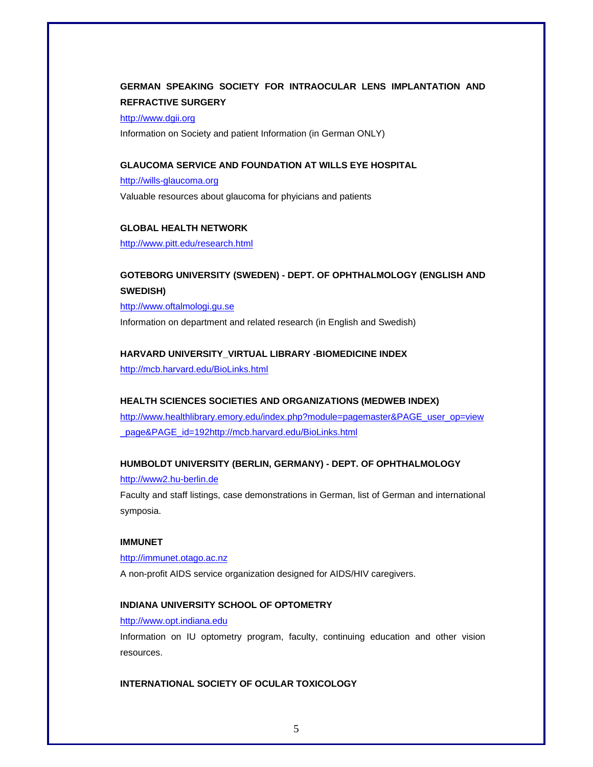**GERMAN SPEAKING SOCIETY FOR INTRAOCULAR LENS IMPLANTATION AND REFRACTIVE SURGERY**

http://www.dgii.org

Information on Society and patient Information (in German ONLY)

**GLAUCOMA SERVICE AND FOUNDATION AT WILLS EYE HOSPITAL**

http://wills-glaucoma.org

Valuable resources about glaucoma for phyicians and patients

**GLOBAL HEALTH NETWORK**

http://www.pitt.edu/research.html

**GOTEBORG UNIVERSITY (SWEDEN) - DEPT. OF OPHTHALMOLOGY (ENGLISH AND SWEDISH)**

http://www.oftalmologi.gu.se

Information on department and related research (in English and Swedish)

**HARVARD UNIVERSITY_VIRTUAL LIBRARY -BIOMEDICINE INDEX**

http://mcb.harvard.edu/BioLinks.html

**HEALTH SCIENCES SOCIETIES AND ORGANIZATIONS (MEDWEB INDEX)**

http://www.healthlibrary.emory.edu/index.php?module=pagemaster&PAGE_user_op=view_page&PAGE_id=192http://mcb.harvard.edu/BioLinks.html

**HUMBOLDT UNIVERSITY (BERLIN, GERMANY) - DEPT. OF OPHTHALMOLOGY**

http://www2.hu-berlin.de

Faculty and staff listings, case demonstrations in German, list of German and international symposia.

**IMMUNET**

http://immunet.otago.ac.nz

A non-profit AIDS service organization designed for AIDS/HIV caregivers.

**INDIANA UNIVERSITY SCHOOL OF OPTOMETRY**

http://www.opt.indiana.edu

Information on IU optometry program, faculty, continuing education and other vision resources.

**INTERNATIONAL SOCIETY OF OCULAR TOXICOLOGY**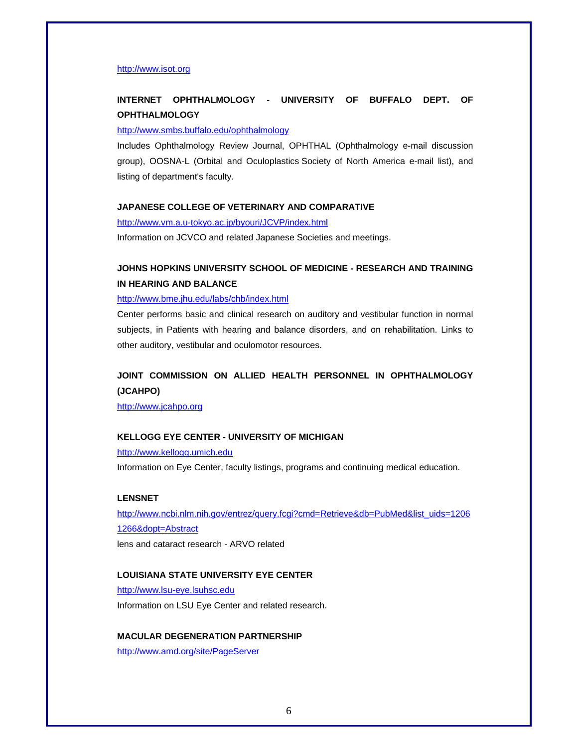http://www.isot.org

**INTERNET OPHTHALMOLOGY - UNIVERSITY OF BUFFALO DEPT. OF OPHTHALMOLOGY**

http://www.smbs.buffalo.edu/ophthalmology

Includes Ophthalmology Review Journal, OPHTHAL (Ophthalmology e-mail discussion group), OOSNA-L (Orbital and Oculoplastics Society of North America e-mail list), and listing of department's faculty.

**JAPANESE COLLEGE OF VETERINARY AND COMPARATIVE**

http://www.vm.a.u-tokyo.ac.jp/byouri/JCVP/index.html

Information on JCVCO and related Japanese Societies and meetings.

**JOHNS HOPKINS UNIVERSITY SCHOOL OF MEDICINE - RESEARCH AND TRAINING IN HEARING AND BALANCE**

http://www.bme.jhu.edu/labs/chb/index.html

Center performs basic and clinical research on auditory and vestibular function in normal subjects, in Patients with hearing and balance disorders, and on rehabilitation. Links to other auditory, vestibular and oculomotor resources.

**JOINT COMMISSION ON ALLIED HEALTH PERSONNEL IN OPHTHALMOLOGY (JCAHPO)**

http://www.jcahpo.org

**KELLOGG EYE CENTER - UNIVERSITY OF MICHIGAN**

http://www.kellogg.umich.edu

Information on Eye Center, faculty listings, programs and continuing medical education.

**LENSNET**

http://www.ncbi.nlm.nih.gov/entrez/query.fcgi?cmd=Retrieve&db=PubMed&list_uids=12061266&dopt=Abstract

lens and cataract research - ARVO related

**LOUISIANA STATE UNIVERSITY EYE CENTER**

http://www.lsu-eye.lsuhsc.edu

Information on LSU Eye Center and related research.

**MACULAR DEGENERATION PARTNERSHIP**

http://www.amd.org/site/PageServer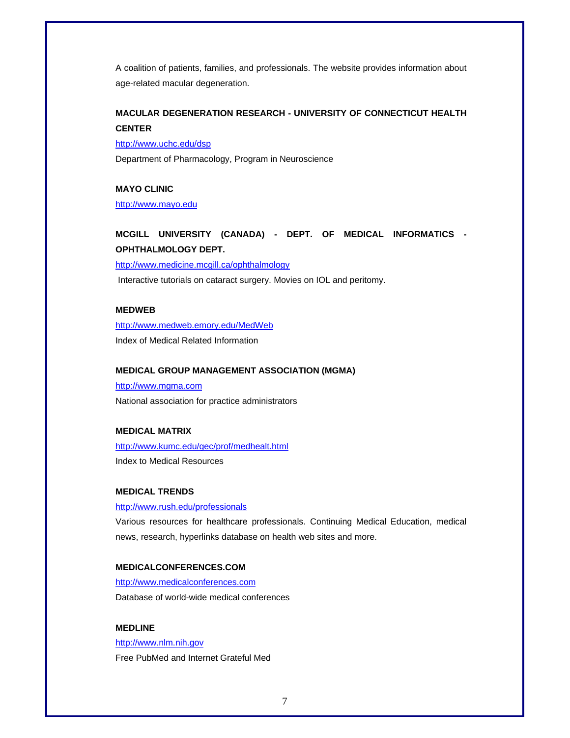A coalition of patients, families, and professionals. The website provides information about age-related macular degeneration.

**MACULAR DEGENERATION RESEARCH - UNIVERSITY OF CONNECTICUT HEALTH CENTER**

http://www.uchc.edu/dsp

Department of Pharmacology, Program in Neuroscience

**MAYO CLINIC**

http://www.mayo.edu

**MCGILL UNIVERSITY (CANADA) - DEPT. OF MEDICAL INFORMATICS - OPHTHALMOLOGY DEPT.**

http://www.medicine.mcgill.ca/ophthalmology

Interactive tutorials on cataract surgery. Movies on IOL and peritomy.

**MEDWEB**

http://www.medweb.emory.edu/MedWeb

Index of Medical Related Information

**MEDICAL GROUP MANAGEMENT ASSOCIATION (MGMA)**

http://www.mgma.com

National association for practice administrators

**MEDICAL MATRIX**

http://www.kumc.edu/gec/prof/medhealt.html

Index to Medical Resources

**MEDICAL TRENDS**

http://www.rush.edu/professionals

Various resources for healthcare professionals. Continuing Medical Education, medical news, research, hyperlinks database on health web sites and more.

**MEDICALCONFERENCES.COM**

http://www.medicalconferences.com

Database of world-wide medical conferences

**MEDLINE**

http://www.nlm.nih.gov

Free PubMed and Internet Grateful Med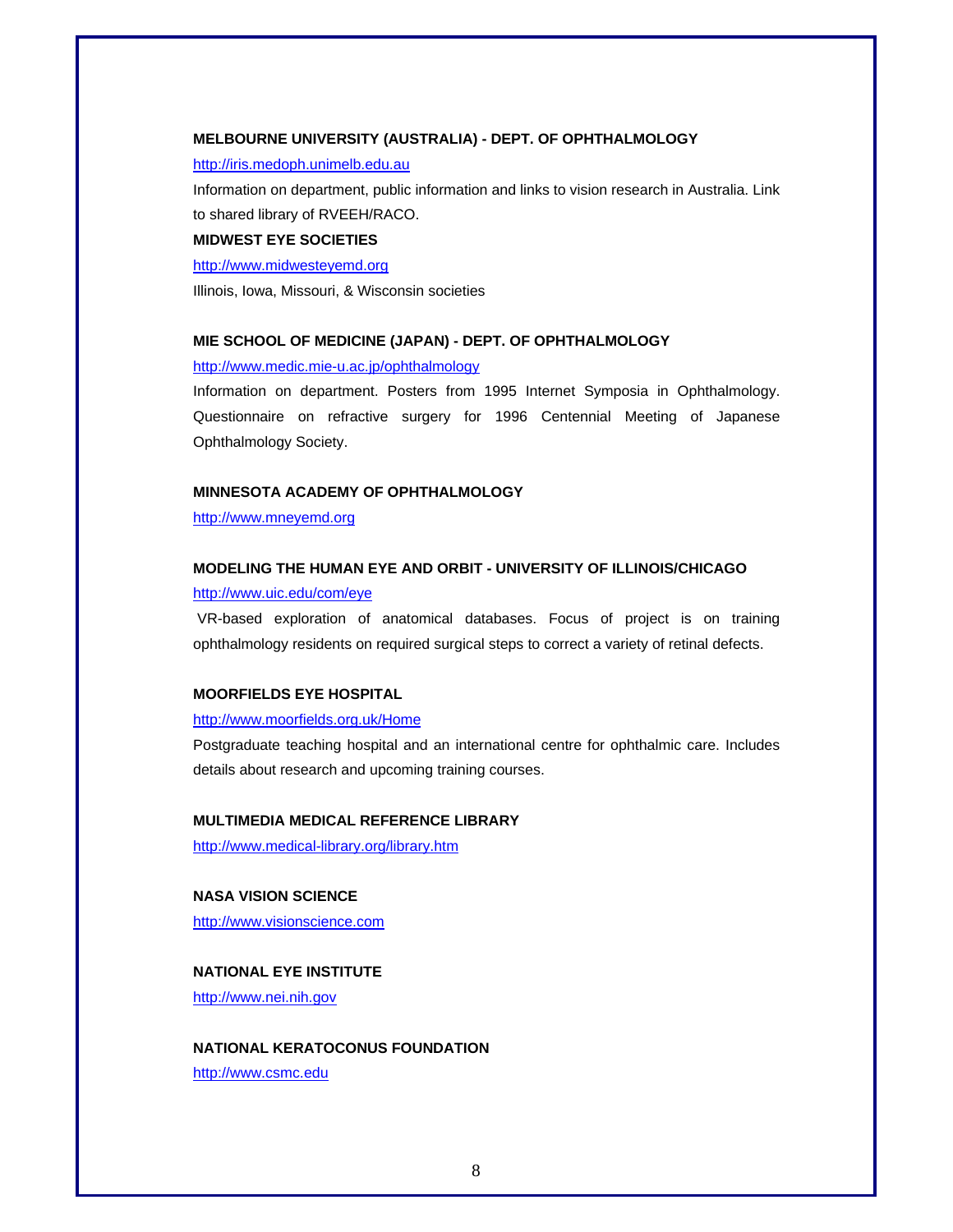**MELBOURNE UNIVERSITY (AUSTRALIA) - DEPT. OF OPHTHALMOLOGY**

http://iris.medoph.unimelb.edu.au

Information on department, public information and links to vision research in Australia. Link to shared library of RVEEH/RACO.

**MIDWEST EYE SOCIETIES**

http://www.midwesteyemd.org

Illinois, Iowa, Missouri, & Wisconsin societies

**MIE SCHOOL OF MEDICINE (JAPAN) - DEPT. OF OPHTHALMOLOGY**

http://www.medic.mie-u.ac.jp/ophthalmology

Information on department. Posters from 1995 Internet Symposia in Ophthalmology. Questionnaire on refractive surgery for 1996 Centennial Meeting of Japanese Ophthalmology Society.

**MINNESOTA ACADEMY OF OPHTHALMOLOGY**

http://www.mneyemd.org

**MODELING THE HUMAN EYE AND ORBIT - UNIVERSITY OF ILLINOIS/CHICAGO**

http://www.uic.edu/com/eye

VR-based exploration of anatomical databases. Focus of project is on training ophthalmology residents on required surgical steps to correct a variety of retinal defects.

**MOORFIELDS EYE HOSPITAL**

http://www.moorfields.org.uk/Home

Postgraduate teaching hospital and an international centre for ophthalmic care. Includes details about research and upcoming training courses.

**MULTIMEDIA MEDICAL REFERENCE LIBRARY**

http://www.medical-library.org/library.htm

**NASA VISION SCIENCE**

http://www.visionscience.com

**NATIONAL EYE INSTITUTE**

http://www.nei.nih.gov

**NATIONAL KERATOCONUS FOUNDATION**

http://www.csmc.edu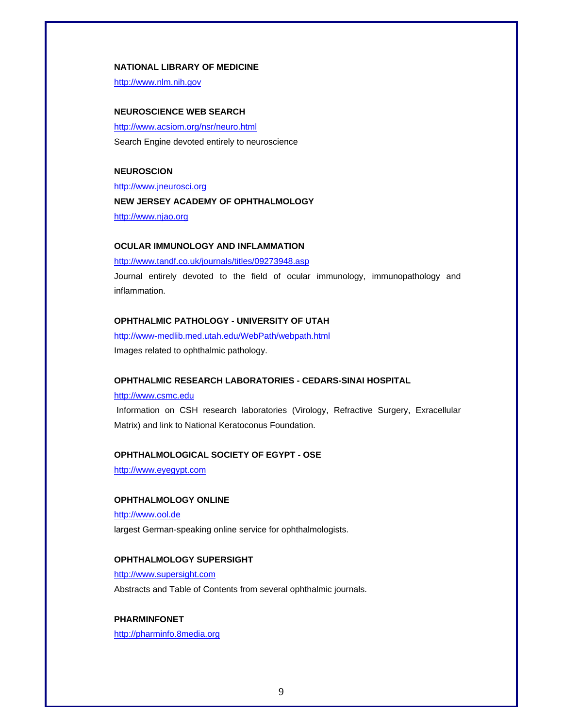**NATIONAL LIBRARY OF MEDICINE**

http://www.nlm.nih.gov

**NEUROSCIENCE WEB SEARCH**

http://www.acsiom.org/nsr/neuro.html

Search Engine devoted entirely to neuroscience

**NEUROSCION**

http://www.jneurosci.org

**NEW JERSEY ACADEMY OF OPHTHALMOLOGY**

http://www.njao.org

**OCULAR IMMUNOLOGY AND INFLAMMATION**

http://www.tandf.co.uk/journals/titles/09273948.asp

Journal entirely devoted to the field of ocular immunology, immunopathology and inflammation.

**OPHTHALMIC PATHOLOGY - UNIVERSITY OF UTAH**

http://www-medlib.med.utah.edu/WebPath/webpath.html

Images related to ophthalmic pathology.

**OPHTHALMIC RESEARCH LABORATORIES - CEDARS-SINAI HOSPITAL**

http://www.csmc.edu

Information on CSH research laboratories (Virology, Refractive Surgery, Exracellular Matrix) and link to National Keratoconus Foundation.

**OPHTHALMOLOGICAL SOCIETY OF EGYPT - OSE**

http://www.eyegypt.com

**OPHTHALMOLOGY ONLINE**

http://www.ool.de

largest German-speaking online service for ophthalmologists.

**OPHTHALMOLOGY SUPERSIGHT**

http://www.supersight.com

Abstracts and Table of Contents from several ophthalmic journals.

**PHARMINFONET**

http://pharminfo.8media.org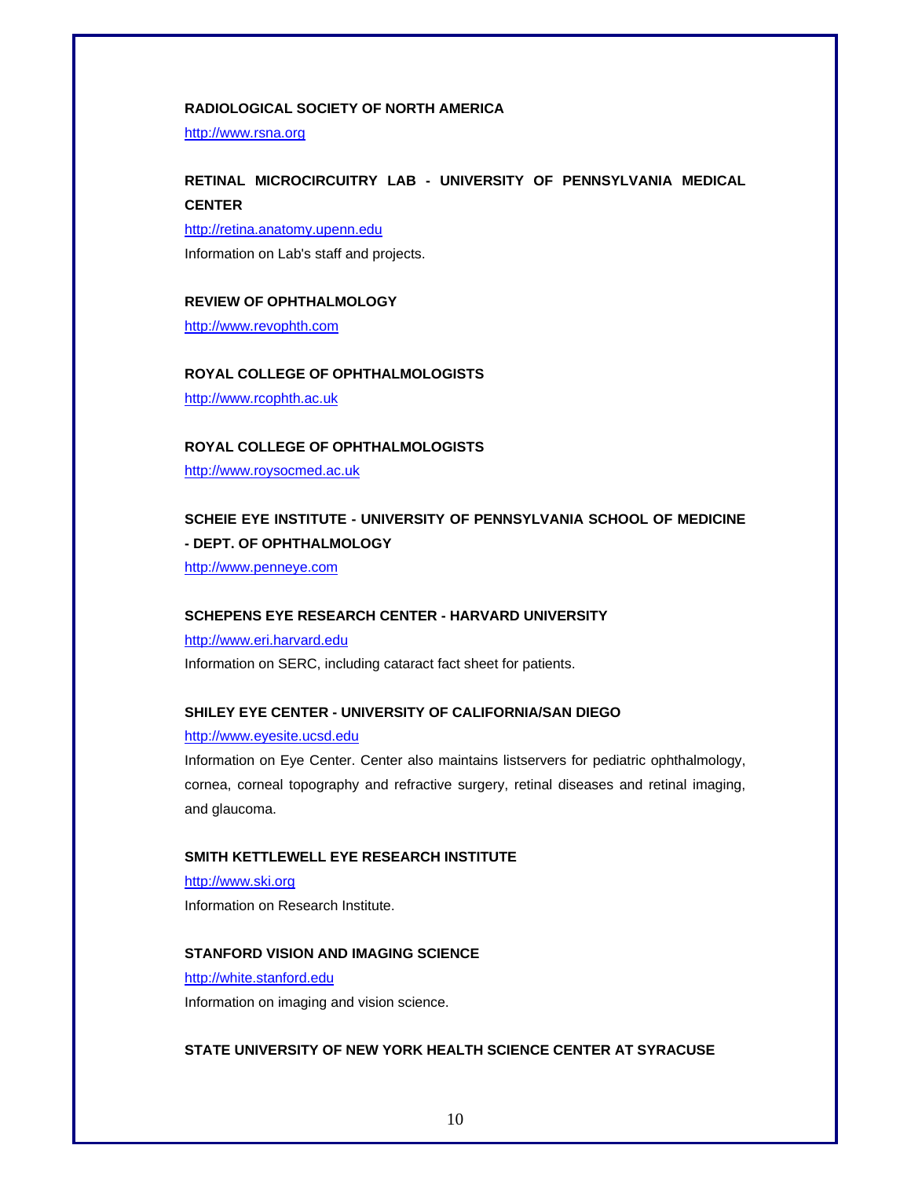**RADIOLOGICAL SOCIETY OF NORTH AMERICA**

http://www.rsna.org

**RETINAL MICROCIRCUITRY LAB - UNIVERSITY OF PENNSYLVANIA MEDICAL CENTER**

http://retina.anatomy.upenn.edu

Information on Lab's staff and projects.

**REVIEW OF OPHTHALMOLOGY**

http://www.revophth.com

**ROYAL COLLEGE OF OPHTHALMOLOGISTS**

http://www.rcophth.ac.uk

**ROYAL COLLEGE OF OPHTHALMOLOGISTS**

http://www.roysocmed.ac.uk

**SCHEIE EYE INSTITUTE - UNIVERSITY OF PENNSYLVANIA SCHOOL OF MEDICINE - DEPT. OF OPHTHALMOLOGY**

http://www.penneye.com

**SCHEPENS EYE RESEARCH CENTER - HARVARD UNIVERSITY**

http://www.eri.harvard.edu

Information on SERC, including cataract fact sheet for patients.

**SHILEY EYE CENTER - UNIVERSITY OF CALIFORNIA/SAN DIEGO**

http://www.eyesite.ucsd.edu

Information on Eye Center. Center also maintains listservers for pediatric ophthalmology, cornea, corneal topography and refractive surgery, retinal diseases and retinal imaging, and glaucoma.

**SMITH KETTLEWELL EYE RESEARCH INSTITUTE**

http://www.ski.org

Information on Research Institute.

**STANFORD VISION AND IMAGING SCIENCE**

http://white.stanford.edu

Information on imaging and vision science.

**STATE UNIVERSITY OF NEW YORK HEALTH SCIENCE CENTER AT SYRACUSE**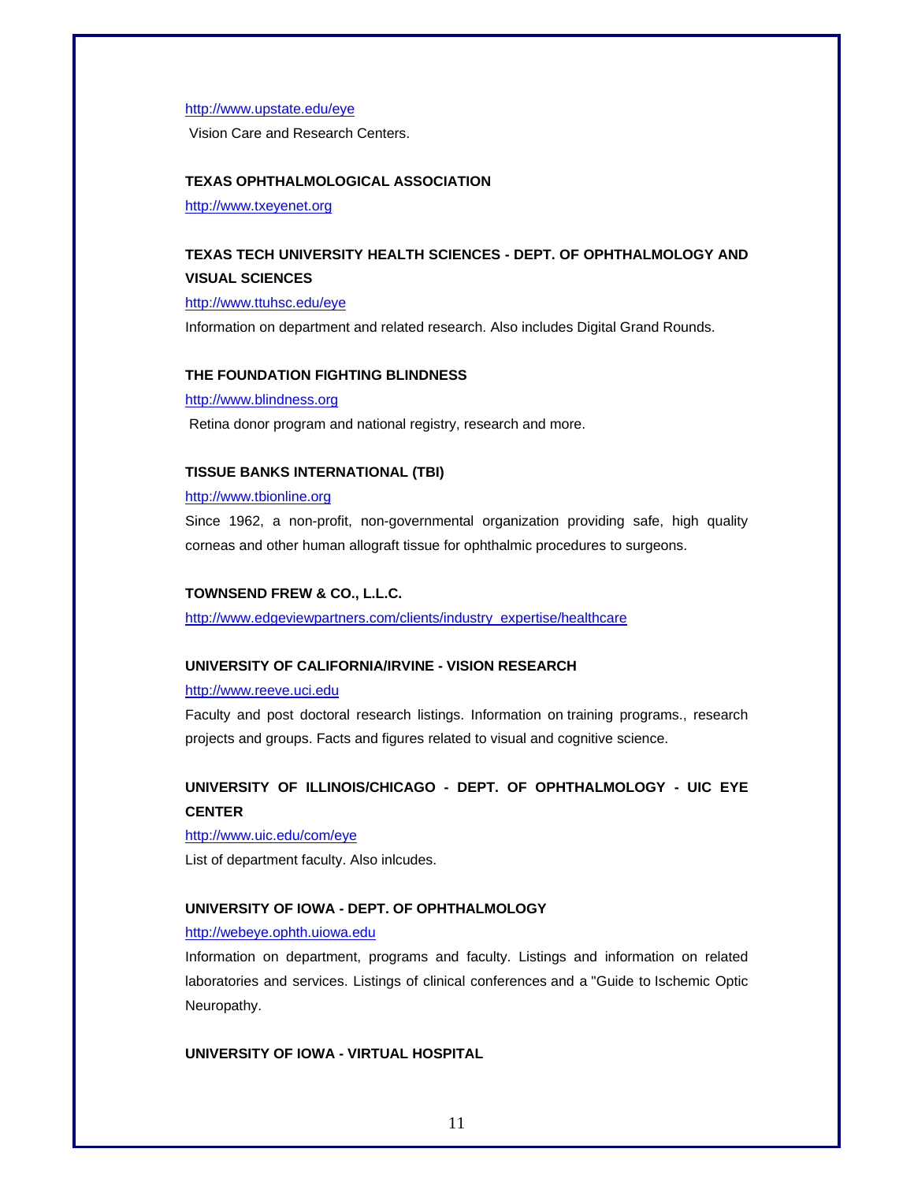http://www.upstate.edu/eye

Vision Care and Research Centers.

**TEXAS OPHTHALMOLOGICAL ASSOCIATION**

http://www.txeyenet.org

**TEXAS TECH UNIVERSITY HEALTH SCIENCES - DEPT. OF OPHTHALMOLOGY AND VISUAL SCIENCES**

http://www.ttuhsc.edu/eye

Information on department and related research. Also includes Digital Grand Rounds.

**THE FOUNDATION FIGHTING BLINDNESS**

http://www.blindness.org

Retina donor program and national registry, research and more.

**TISSUE BANKS INTERNATIONAL (TBI)**

http://www.tbionline.org

Since 1962, a non-profit, non-governmental organization providing safe, high quality corneas and other human allograft tissue for ophthalmic procedures to surgeons.

**TOWNSEND FREW & CO., L.L.C.**

http://www.edgeviewpartners.com/clients/industry_expertise/healthcare

**UNIVERSITY OF CALIFORNIA/IRVINE - VISION RESEARCH**

http://www.reeve.uci.edu

Faculty and post doctoral research listings. Information on training programs., research projects and groups. Facts and figures related to visual and cognitive science.

**UNIVERSITY OF ILLINOIS/CHICAGO - DEPT. OF OPHTHALMOLOGY - UIC EYE CENTER**

http://www.uic.edu/com/eye

List of department faculty. Also inlcudes.

**UNIVERSITY OF IOWA - DEPT. OF OPHTHALMOLOGY**

http://webeye.ophth.uiowa.edu

Information on department, programs and faculty. Listings and information on related laboratories and services. Listings of clinical conferences and a "Guide to Ischemic Optic Neuropathy.

**UNIVERSITY OF IOWA - VIRTUAL HOSPITAL**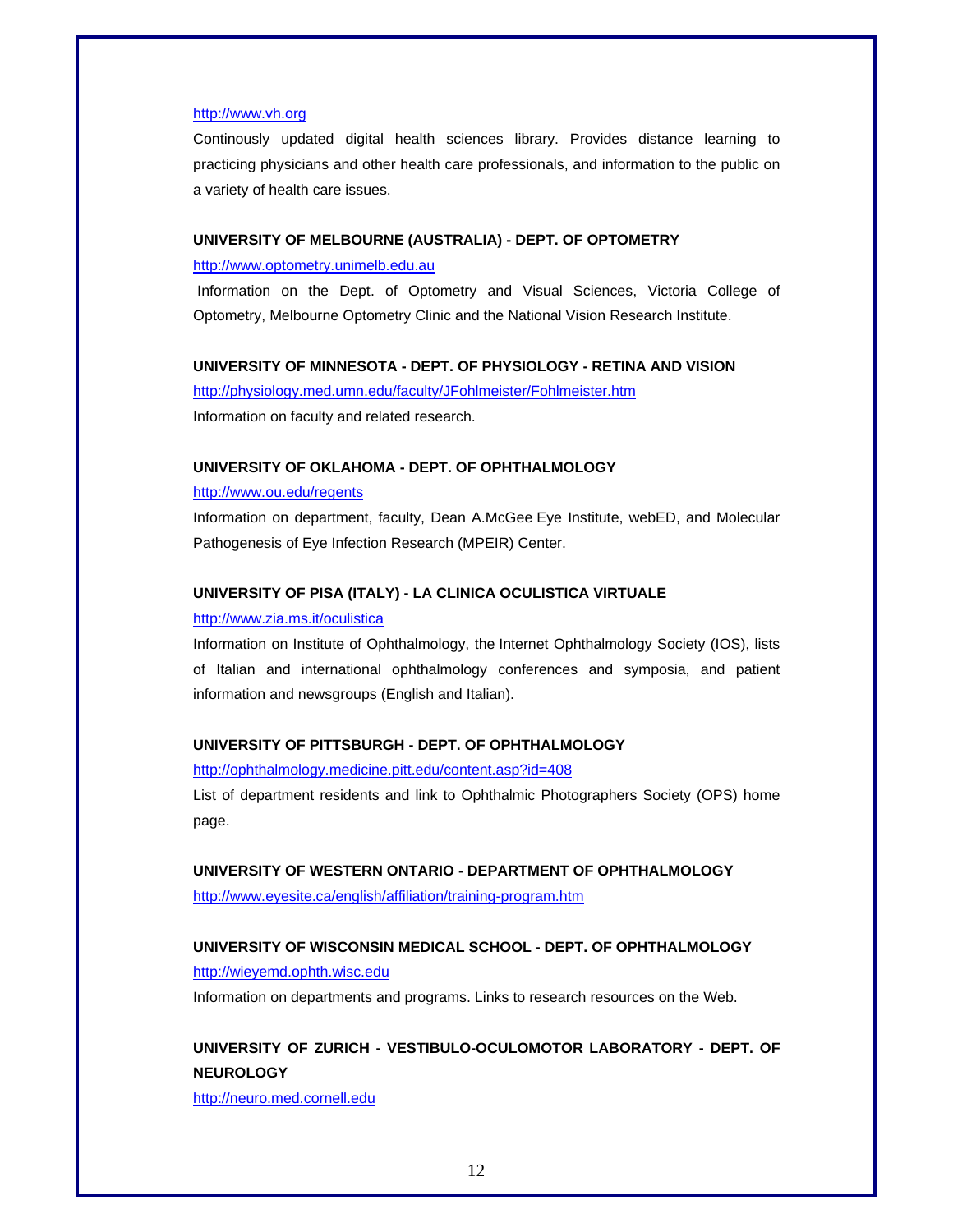http://www.vh.org

Continously updated digital health sciences library. Provides distance learning to practicing physicians and other health care professionals, and information to the public on a variety of health care issues.

**UNIVERSITY OF MELBOURNE (AUSTRALIA) - DEPT. OF OPTOMETRY**

http://www.optometry.unimelb.edu.au

Information on the Dept. of Optometry and Visual Sciences, Victoria College of Optometry, Melbourne Optometry Clinic and the National Vision Research Institute.

**UNIVERSITY OF MINNESOTA - DEPT. OF PHYSIOLOGY - RETINA AND VISION**

http://physiology.med.umn.edu/faculty/JFohlmeister/Fohlmeister.htm

Information on faculty and related research.

**UNIVERSITY OF OKLAHOMA - DEPT. OF OPHTHALMOLOGY**

http://www.ou.edu/regents

Information on department, faculty, Dean A.McGee Eye Institute, webED, and Molecular Pathogenesis of Eye Infection Research (MPEIR) Center.

**UNIVERSITY OF PISA (ITALY) - LA CLINICA OCULISTICA VIRTUALE**

http://www.zia.ms.it/oculistica

Information on Institute of Ophthalmology, the Internet Ophthalmology Society (IOS), lists of Italian and international ophthalmology conferences and symposia, and patient information and newsgroups (English and Italian).

**UNIVERSITY OF PITTSBURGH - DEPT. OF OPHTHALMOLOGY**

http://ophthalmology.medicine.pitt.edu/content.asp?id=408

List of department residents and link to Ophthalmic Photographers Society (OPS) home page.

**UNIVERSITY OF WESTERN ONTARIO - DEPARTMENT OF OPHTHALMOLOGY**

http://www.eyesite.ca/english/affiliation/training-program.htm

**UNIVERSITY OF WISCONSIN MEDICAL SCHOOL - DEPT. OF OPHTHALMOLOGY**

http://wieyemd.ophth.wisc.edu

Information on departments and programs. Links to research resources on the Web.

**UNIVERSITY OF ZURICH - VESTIBULO-OCULOMOTOR LABORATORY - DEPT. OF NEUROLOGY**

http://neuro.med.cornell.edu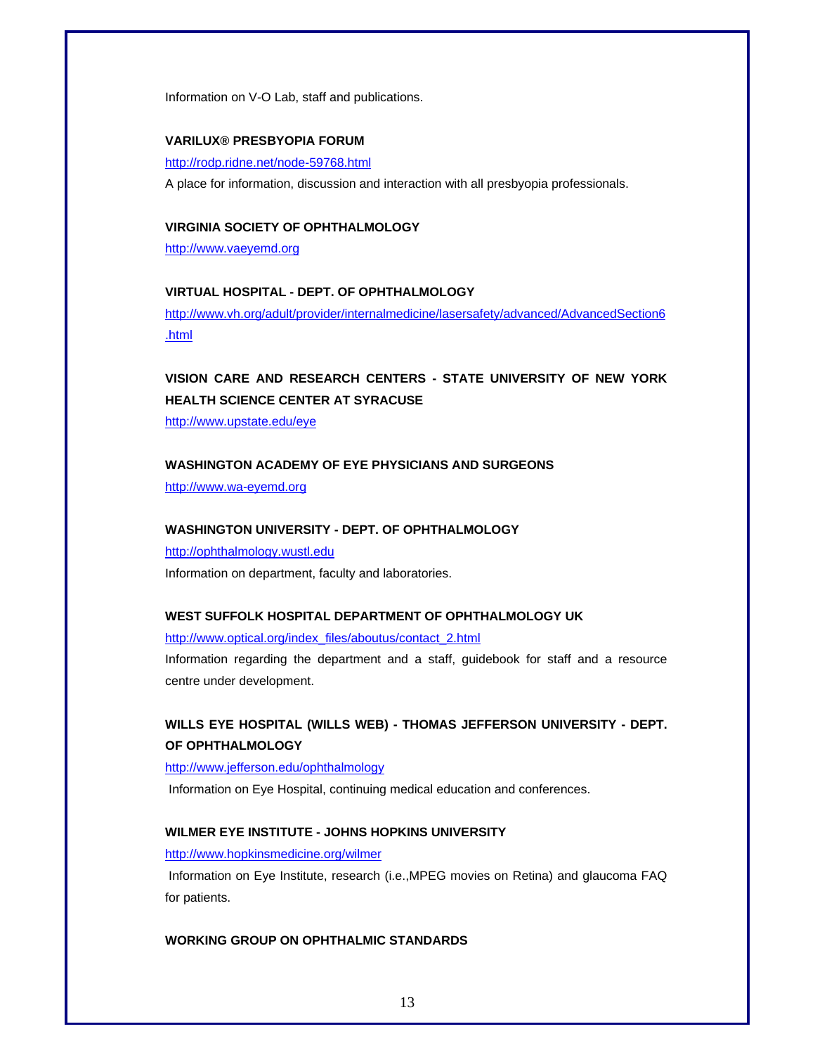Information on V-O Lab, staff and publications.

**VARILUX® PRESBYOPIA FORUM**

http://rodp.ridne.net/node-59768.html

A place for information, discussion and interaction with all presbyopia professionals.

**VIRGINIA SOCIETY OF OPHTHALMOLOGY**

http://www.vaeyemd.org

**VIRTUAL HOSPITAL - DEPT. OF OPHTHALMOLOGY**

http://www.vh.org/adult/provider/internalmedicine/lasersafety/advanced/AdvancedSection6.html

**VISION CARE AND RESEARCH CENTERS - STATE UNIVERSITY OF NEW YORK HEALTH SCIENCE CENTER AT SYRACUSE**

http://www.upstate.edu/eye

**WASHINGTON ACADEMY OF EYE PHYSICIANS AND SURGEONS**

http://www.wa-eyemd.org

**WASHINGTON UNIVERSITY - DEPT. OF OPHTHALMOLOGY**

http://ophthalmology.wustl.edu

Information on department, faculty and laboratories.

**WEST SUFFOLK HOSPITAL DEPARTMENT OF OPHTHALMOLOGY UK**

http://www.optical.org/index_files/aboutus/contact_2.html

Information regarding the department and a staff, guidebook for staff and a resource centre under development.

**WILLS EYE HOSPITAL (WILLS WEB) - THOMAS JEFFERSON UNIVERSITY - DEPT. OF OPHTHALMOLOGY**

http://www.jefferson.edu/ophthalmology

Information on Eye Hospital, continuing medical education and conferences.

**WILMER EYE INSTITUTE - JOHNS HOPKINS UNIVERSITY**

http://www.hopkinsmedicine.org/wilmer

Information on Eye Institute, research (i.e.,MPEG movies on Retina) and glaucoma FAQ for patients.

**WORKING GROUP ON OPHTHALMIC STANDARDS**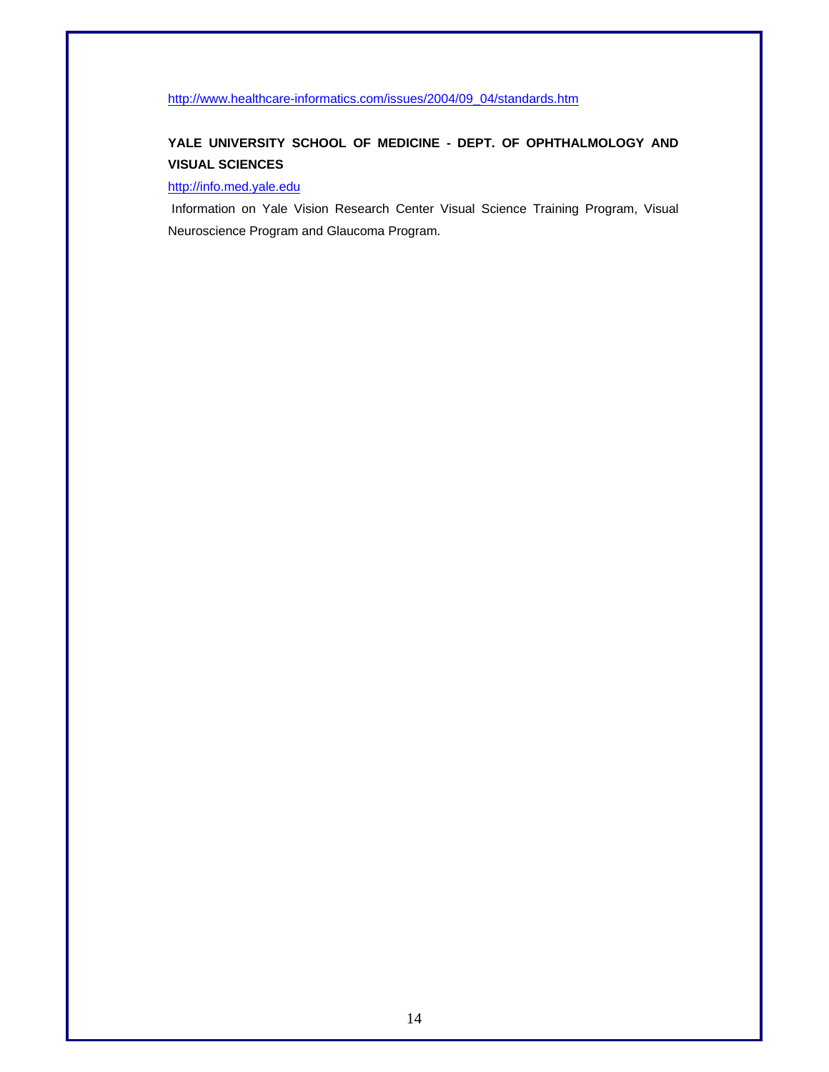http://www.healthcare-informatics.com/issues/2004/09_04/standards.htm

**YALE UNIVERSITY SCHOOL OF MEDICINE - DEPT. OF OPHTHALMOLOGY AND VISUAL SCIENCES**

http://info.med.yale.edu

Information on Yale Vision Research Center Visual Science Training Program, Visual Neuroscience Program and Glaucoma Program.